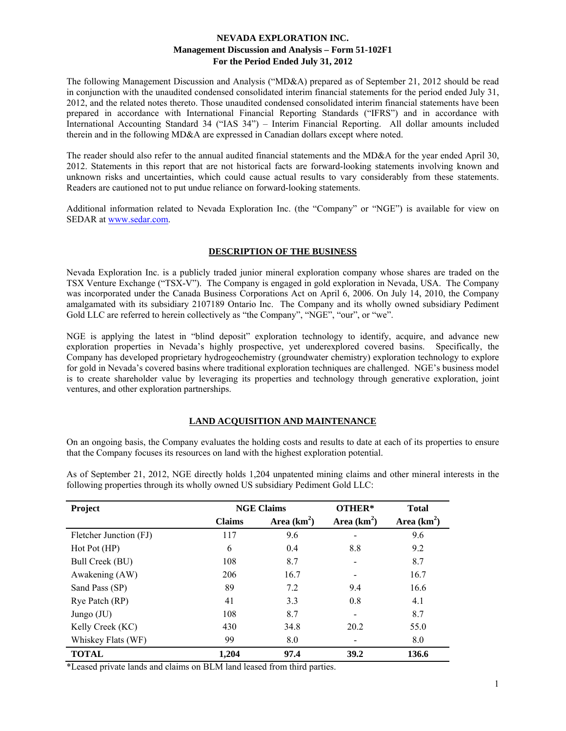# NEVADA EXPLORATION INC.
## Management Discussion and Analysis – Form 51-102F1
## For the Period Ended July 31, 2012

The following Management Discussion and Analysis ("MD&A) prepared as of September 21, 2012 should be read in conjunction with the unaudited condensed consolidated interim financial statements for the period ended July 31, 2012, and the related notes thereto. Those unaudited condensed consolidated interim financial statements have been prepared in accordance with International Financial Reporting Standards ("IFRS") and in accordance with International Accounting Standard 34 ("IAS 34") – Interim Financial Reporting. All dollar amounts included therein and in the following MD&A are expressed in Canadian dollars except where noted.

The reader should also refer to the annual audited financial statements and the MD&A for the year ended April 30, 2012. Statements in this report that are not historical facts are forward-looking statements involving known and unknown risks and uncertainties, which could cause actual results to vary considerably from these statements. Readers are cautioned not to put undue reliance on forward-looking statements.

Additional information related to Nevada Exploration Inc. (the "Company" or "NGE") is available for view on SEDAR at www.sedar.com.

## DESCRIPTION OF THE BUSINESS

Nevada Exploration Inc. is a publicly traded junior mineral exploration company whose shares are traded on the TSX Venture Exchange ("TSX-V"). The Company is engaged in gold exploration in Nevada, USA. The Company was incorporated under the Canada Business Corporations Act on April 6, 2006. On July 14, 2010, the Company amalgamated with its subsidiary 2107189 Ontario Inc. The Company and its wholly owned subsidiary Pediment Gold LLC are referred to herein collectively as "the Company", "NGE", "our", or "we".

NGE is applying the latest in "blind deposit" exploration technology to identify, acquire, and advance new exploration properties in Nevada's highly prospective, yet underexplored covered basins. Specifically, the Company has developed proprietary hydrogeochemistry (groundwater chemistry) exploration technology to explore for gold in Nevada's covered basins where traditional exploration techniques are challenged. NGE's business model is to create shareholder value by leveraging its properties and technology through generative exploration, joint ventures, and other exploration partnerships.

## LAND ACQUISITION AND MAINTENANCE

On an ongoing basis, the Company evaluates the holding costs and results to date at each of its properties to ensure that the Company focuses its resources on land with the highest exploration potential.

As of September 21, 2012, NGE directly holds 1,204 unpatented mining claims and other mineral interests in the following properties through its wholly owned US subsidiary Pediment Gold LLC:

| Project | NGE Claims | | OTHER* | Total |
|---|---|---|---|---|
| | Claims | Area (km$^2$) | Area (km$^2$) | Area (km$^2$) |
| Fletcher Junction (FJ) | 117 | 9.6 | - | 9.6 |
| Hot Pot (HP) | 6 | 0.4 | 8.8 | 9.2 |
| Bull Creek (BU) | 108 | 8.7 | - | 8.7 |
| Awakening (AW) | 206 | 16.7 | - | 16.7 |
| Sand Pass (SP) | 89 | 7.2 | 9.4 | 16.6 |
| Rye Patch (RP) | 41 | 3.3 | 0.8 | 4.1 |
| Jungo (JU) | 108 | 8.7 | - | 8.7 |
| Kelly Creek (KC) | 430 | 34.8 | 20.2 | 55.0 |
| Whiskey Flats (WF) | 99 | 8.0 | - | 8.0 |
| **TOTAL** | **1,204** | **97.4** | **39.2** | **136.6** |

*Leased private lands and claims on BLM land leased from third parties.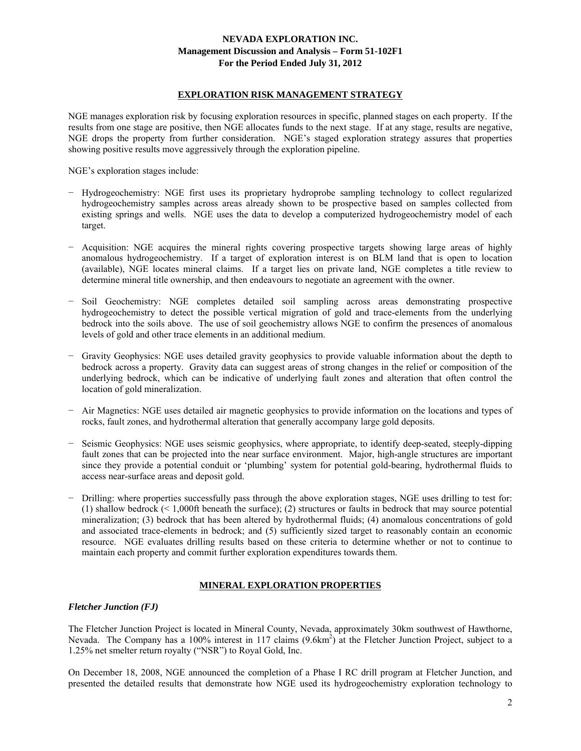## EXPLORATION RISK MANAGEMENT STRATEGY

NGE manages exploration risk by focusing exploration resources in specific, planned stages on each property. If the results from one stage are positive, then NGE allocates funds to the next stage. If at any stage, results are negative, NGE drops the property from further consideration. NGE's staged exploration strategy assures that properties showing positive results move aggressively through the exploration pipeline.

NGE's exploration stages include:

- Hydrogeochemistry: NGE first uses its proprietary hydroprobe sampling technology to collect regularized hydrogeochemistry samples across areas already shown to be prospective based on samples collected from existing springs and wells. NGE uses the data to develop a computerized hydrogeochemistry model of each target.
- Acquisition: NGE acquires the mineral rights covering prospective targets showing large areas of highly anomalous hydrogeochemistry. If a target of exploration interest is on BLM land that is open to location (available), NGE locates mineral claims. If a target lies on private land, NGE completes a title review to determine mineral title ownership, and then endeavours to negotiate an agreement with the owner.
- Soil Geochemistry: NGE completes detailed soil sampling across areas demonstrating prospective hydrogeochemistry to detect the possible vertical migration of gold and trace-elements from the underlying bedrock into the soils above. The use of soil geochemistry allows NGE to confirm the presences of anomalous levels of gold and other trace elements in an additional medium.
- Gravity Geophysics: NGE uses detailed gravity geophysics to provide valuable information about the depth to bedrock across a property. Gravity data can suggest areas of strong changes in the relief or composition of the underlying bedrock, which can be indicative of underlying fault zones and alteration that often control the location of gold mineralization.
- Air Magnetics: NGE uses detailed air magnetic geophysics to provide information on the locations and types of rocks, fault zones, and hydrothermal alteration that generally accompany large gold deposits.
- Seismic Geophysics: NGE uses seismic geophysics, where appropriate, to identify deep-seated, steeply-dipping fault zones that can be projected into the near surface environment. Major, high-angle structures are important since they provide a potential conduit or 'plumbing' system for potential gold-bearing, hydrothermal fluids to access near-surface areas and deposit gold.
- Drilling: where properties successfully pass through the above exploration stages, NGE uses drilling to test for: (1) shallow bedrock (< 1,000ft beneath the surface); (2) structures or faults in bedrock that may source potential mineralization; (3) bedrock that has been altered by hydrothermal fluids; (4) anomalous concentrations of gold and associated trace-elements in bedrock; and (5) sufficiently sized target to reasonably contain an economic resource. NGE evaluates drilling results based on these criteria to determine whether or not to continue to maintain each property and commit further exploration expenditures towards them.

## MINERAL EXPLORATION PROPERTIES

### *Fletcher Junction (FJ)*

The Fletcher Junction Project is located in Mineral County, Nevada, approximately 30km southwest of Hawthorne, Nevada. The Company has a 100% interest in 117 claims (9.6km$^2$) at the Fletcher Junction Project, subject to a 1.25% net smelter return royalty ("NSR") to Royal Gold, Inc.

On December 18, 2008, NGE announced the completion of a Phase I RC drill program at Fletcher Junction, and presented the detailed results that demonstrate how NGE used its hydrogeochemistry exploration technology to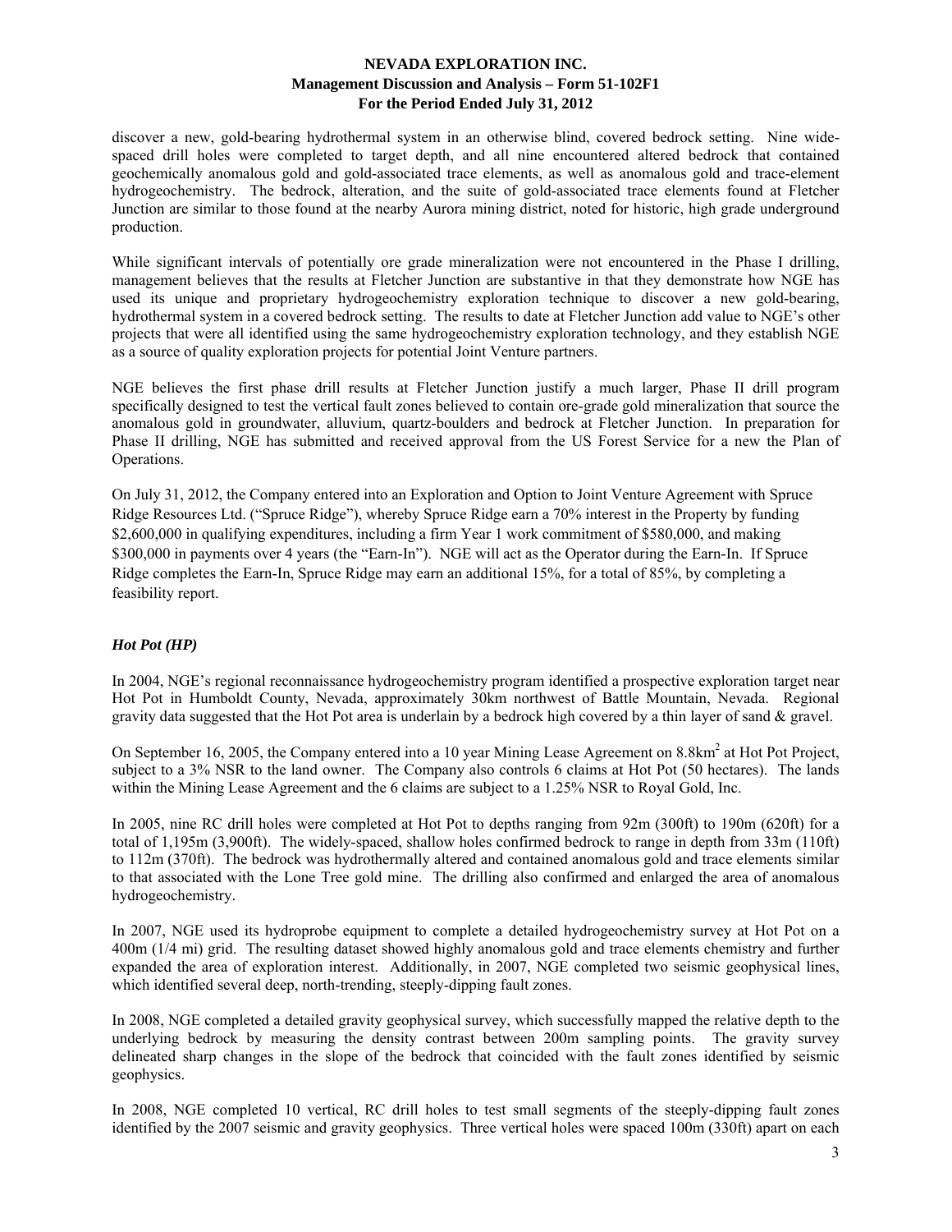discover a new, gold-bearing hydrothermal system in an otherwise blind, covered bedrock setting. Nine wide-spaced drill holes were completed to target depth, and all nine encountered altered bedrock that contained geochemically anomalous gold and gold-associated trace elements, as well as anomalous gold and trace-element hydrogeochemistry. The bedrock, alteration, and the suite of gold-associated trace elements found at Fletcher Junction are similar to those found at the nearby Aurora mining district, noted for historic, high grade underground production.

While significant intervals of potentially ore grade mineralization were not encountered in the Phase I drilling, management believes that the results at Fletcher Junction are substantive in that they demonstrate how NGE has used its unique and proprietary hydrogeochemistry exploration technique to discover a new gold-bearing, hydrothermal system in a covered bedrock setting. The results to date at Fletcher Junction add value to NGE's other projects that were all identified using the same hydrogeochemistry exploration technology, and they establish NGE as a source of quality exploration projects for potential Joint Venture partners.

NGE believes the first phase drill results at Fletcher Junction justify a much larger, Phase II drill program specifically designed to test the vertical fault zones believed to contain ore-grade gold mineralization that source the anomalous gold in groundwater, alluvium, quartz-boulders and bedrock at Fletcher Junction. In preparation for Phase II drilling, NGE has submitted and received approval from the US Forest Service for a new the Plan of Operations.

On July 31, 2012, the Company entered into an Exploration and Option to Joint Venture Agreement with Spruce Ridge Resources Ltd. ("Spruce Ridge"), whereby Spruce Ridge earn a 70% interest in the Property by funding $2,600,000 in qualifying expenditures, including a firm Year 1 work commitment of $580,000, and making $300,000 in payments over 4 years (the "Earn-In"). NGE will act as the Operator during the Earn-In. If Spruce Ridge completes the Earn-In, Spruce Ridge may earn an additional 15%, for a total of 85%, by completing a feasibility report.

### *Hot Pot (HP)*

In 2004, NGE's regional reconnaissance hydrogeochemistry program identified a prospective exploration target near Hot Pot in Humboldt County, Nevada, approximately 30km northwest of Battle Mountain, Nevada. Regional gravity data suggested that the Hot Pot area is underlain by a bedrock high covered by a thin layer of sand & gravel.

On September 16, 2005, the Company entered into a 10 year Mining Lease Agreement on 8.8km$^2$ at Hot Pot Project, subject to a 3% NSR to the land owner. The Company also controls 6 claims at Hot Pot (50 hectares). The lands within the Mining Lease Agreement and the 6 claims are subject to a 1.25% NSR to Royal Gold, Inc.

In 2005, nine RC drill holes were completed at Hot Pot to depths ranging from 92m (300ft) to 190m (620ft) for a total of 1,195m (3,900ft). The widely-spaced, shallow holes confirmed bedrock to range in depth from 33m (110ft) to 112m (370ft). The bedrock was hydrothermally altered and contained anomalous gold and trace elements similar to that associated with the Lone Tree gold mine. The drilling also confirmed and enlarged the area of anomalous hydrogeochemistry.

In 2007, NGE used its hydroprobe equipment to complete a detailed hydrogeochemistry survey at Hot Pot on a 400m (1/4 mi) grid. The resulting dataset showed highly anomalous gold and trace elements chemistry and further expanded the area of exploration interest. Additionally, in 2007, NGE completed two seismic geophysical lines, which identified several deep, north-trending, steeply-dipping fault zones.

In 2008, NGE completed a detailed gravity geophysical survey, which successfully mapped the relative depth to the underlying bedrock by measuring the density contrast between 200m sampling points. The gravity survey delineated sharp changes in the slope of the bedrock that coincided with the fault zones identified by seismic geophysics.

In 2008, NGE completed 10 vertical, RC drill holes to test small segments of the steeply-dipping fault zones identified by the 2007 seismic and gravity geophysics. Three vertical holes were spaced 100m (330ft) apart on each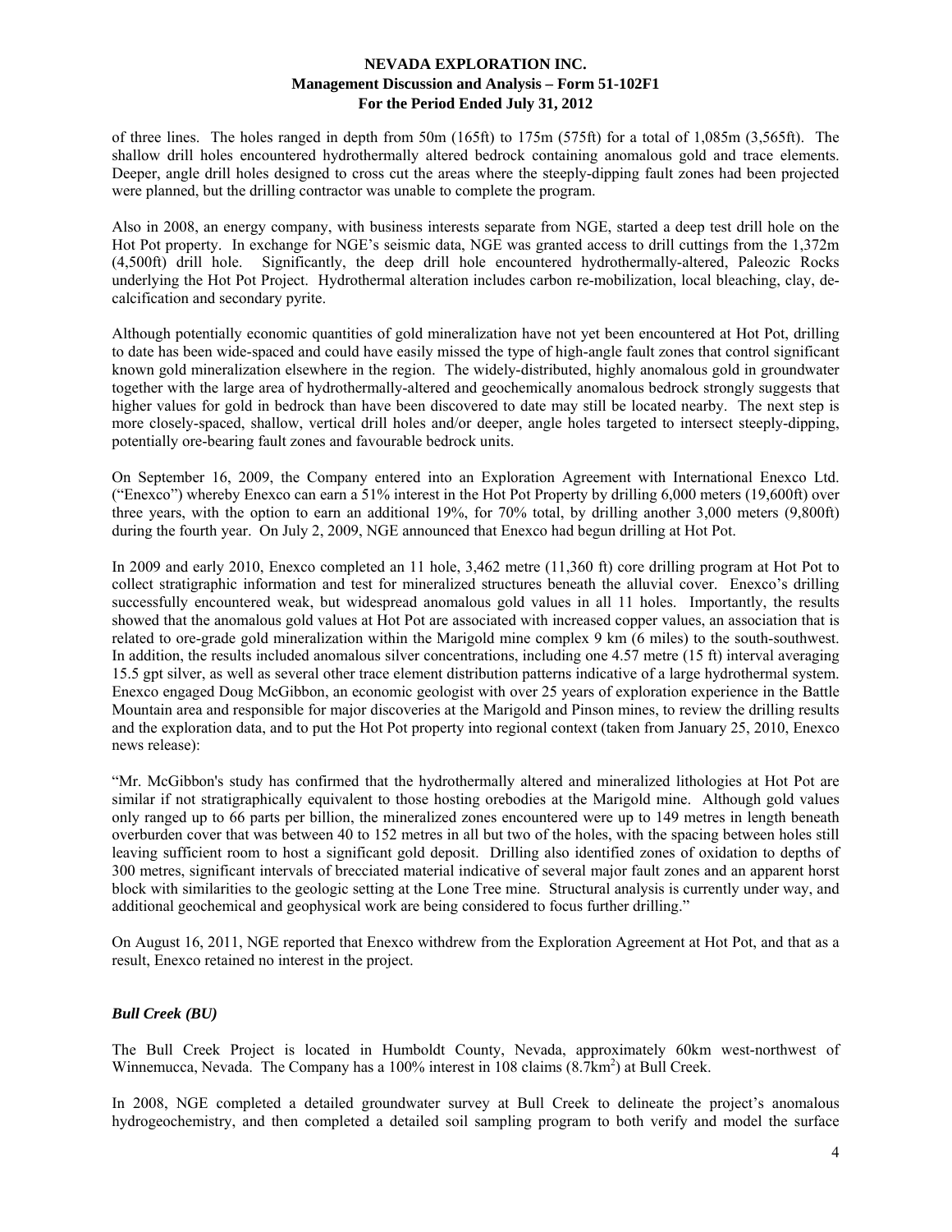of three lines. The holes ranged in depth from 50m (165ft) to 175m (575ft) for a total of 1,085m (3,565ft). The shallow drill holes encountered hydrothermally altered bedrock containing anomalous gold and trace elements. Deeper, angle drill holes designed to cross cut the areas where the steeply-dipping fault zones had been projected were planned, but the drilling contractor was unable to complete the program.

Also in 2008, an energy company, with business interests separate from NGE, started a deep test drill hole on the Hot Pot property. In exchange for NGE's seismic data, NGE was granted access to drill cuttings from the 1,372m (4,500ft) drill hole. Significantly, the deep drill hole encountered hydrothermally-altered, Paleozic Rocks underlying the Hot Pot Project. Hydrothermal alteration includes carbon re-mobilization, local bleaching, clay, de-calcification and secondary pyrite.

Although potentially economic quantities of gold mineralization have not yet been encountered at Hot Pot, drilling to date has been wide-spaced and could have easily missed the type of high-angle fault zones that control significant known gold mineralization elsewhere in the region. The widely-distributed, highly anomalous gold in groundwater together with the large area of hydrothermally-altered and geochemically anomalous bedrock strongly suggests that higher values for gold in bedrock than have been discovered to date may still be located nearby. The next step is more closely-spaced, shallow, vertical drill holes and/or deeper, angle holes targeted to intersect steeply-dipping, potentially ore-bearing fault zones and favourable bedrock units.

On September 16, 2009, the Company entered into an Exploration Agreement with International Enexco Ltd. ("Enexco") whereby Enexco can earn a 51% interest in the Hot Pot Property by drilling 6,000 meters (19,600ft) over three years, with the option to earn an additional 19%, for 70% total, by drilling another 3,000 meters (9,800ft) during the fourth year. On July 2, 2009, NGE announced that Enexco had begun drilling at Hot Pot.

In 2009 and early 2010, Enexco completed an 11 hole, 3,462 metre (11,360 ft) core drilling program at Hot Pot to collect stratigraphic information and test for mineralized structures beneath the alluvial cover. Enexco's drilling successfully encountered weak, but widespread anomalous gold values in all 11 holes. Importantly, the results showed that the anomalous gold values at Hot Pot are associated with increased copper values, an association that is related to ore-grade gold mineralization within the Marigold mine complex 9 km (6 miles) to the south-southwest. In addition, the results included anomalous silver concentrations, including one 4.57 metre (15 ft) interval averaging 15.5 gpt silver, as well as several other trace element distribution patterns indicative of a large hydrothermal system. Enexco engaged Doug McGibbon, an economic geologist with over 25 years of exploration experience in the Battle Mountain area and responsible for major discoveries at the Marigold and Pinson mines, to review the drilling results and the exploration data, and to put the Hot Pot property into regional context (taken from January 25, 2010, Enexco news release):

"Mr. McGibbon's study has confirmed that the hydrothermally altered and mineralized lithologies at Hot Pot are similar if not stratigraphically equivalent to those hosting orebodies at the Marigold mine. Although gold values only ranged up to 66 parts per billion, the mineralized zones encountered were up to 149 metres in length beneath overburden cover that was between 40 to 152 metres in all but two of the holes, with the spacing between holes still leaving sufficient room to host a significant gold deposit. Drilling also identified zones of oxidation to depths of 300 metres, significant intervals of brecciated material indicative of several major fault zones and an apparent horst block with similarities to the geologic setting at the Lone Tree mine. Structural analysis is currently under way, and additional geochemical and geophysical work are being considered to focus further drilling."

On August 16, 2011, NGE reported that Enexco withdrew from the Exploration Agreement at Hot Pot, and that as a result, Enexco retained no interest in the project.

### *Bull Creek (BU)*

The Bull Creek Project is located in Humboldt County, Nevada, approximately 60km west-northwest of Winnemucca, Nevada. The Company has a 100% interest in 108 claims ($8.7km^2$) at Bull Creek.

In 2008, NGE completed a detailed groundwater survey at Bull Creek to delineate the project's anomalous hydrogeochemistry, and then completed a detailed soil sampling program to both verify and model the surface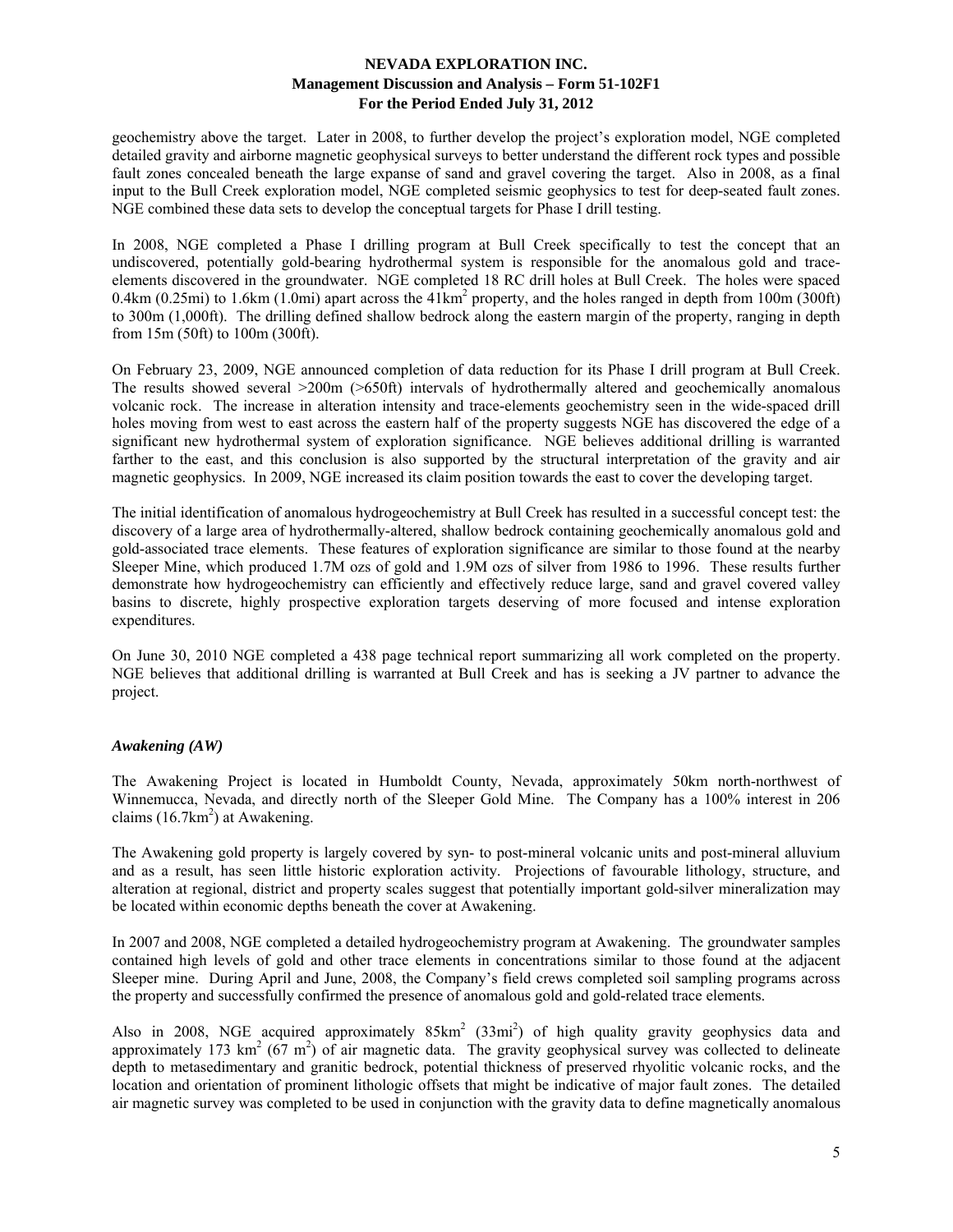geochemistry above the target. Later in 2008, to further develop the project's exploration model, NGE completed detailed gravity and airborne magnetic geophysical surveys to better understand the different rock types and possible fault zones concealed beneath the large expanse of sand and gravel covering the target. Also in 2008, as a final input to the Bull Creek exploration model, NGE completed seismic geophysics to test for deep-seated fault zones. NGE combined these data sets to develop the conceptual targets for Phase I drill testing.

In 2008, NGE completed a Phase I drilling program at Bull Creek specifically to test the concept that an undiscovered, potentially gold-bearing hydrothermal system is responsible for the anomalous gold and trace-elements discovered in the groundwater. NGE completed 18 RC drill holes at Bull Creek. The holes were spaced 0.4km (0.25mi) to 1.6km (1.0mi) apart across the 41km$^2$ property, and the holes ranged in depth from 100m (300ft) to 300m (1,000ft). The drilling defined shallow bedrock along the eastern margin of the property, ranging in depth from 15m (50ft) to 100m (300ft).

On February 23, 2009, NGE announced completion of data reduction for its Phase I drill program at Bull Creek. The results showed several >200m (>650ft) intervals of hydrothermally altered and geochemically anomalous volcanic rock. The increase in alteration intensity and trace-elements geochemistry seen in the wide-spaced drill holes moving from west to east across the eastern half of the property suggests NGE has discovered the edge of a significant new hydrothermal system of exploration significance. NGE believes additional drilling is warranted farther to the east, and this conclusion is also supported by the structural interpretation of the gravity and air magnetic geophysics. In 2009, NGE increased its claim position towards the east to cover the developing target.

The initial identification of anomalous hydrogeochemistry at Bull Creek has resulted in a successful concept test: the discovery of a large area of hydrothermally-altered, shallow bedrock containing geochemically anomalous gold and gold-associated trace elements. These features of exploration significance are similar to those found at the nearby Sleeper Mine, which produced 1.7M ozs of gold and 1.9M ozs of silver from 1986 to 1996. These results further demonstrate how hydrogeochemistry can efficiently and effectively reduce large, sand and gravel covered valley basins to discrete, highly prospective exploration targets deserving of more focused and intense exploration expenditures.

On June 30, 2010 NGE completed a 438 page technical report summarizing all work completed on the property. NGE believes that additional drilling is warranted at Bull Creek and has is seeking a JV partner to advance the project.

### *Awakening (AW)*

The Awakening Project is located in Humboldt County, Nevada, approximately 50km north-northwest of Winnemucca, Nevada, and directly north of the Sleeper Gold Mine. The Company has a 100% interest in 206 claims (16.7km$^2$) at Awakening.

The Awakening gold property is largely covered by syn- to post-mineral volcanic units and post-mineral alluvium and as a result, has seen little historic exploration activity. Projections of favourable lithology, structure, and alteration at regional, district and property scales suggest that potentially important gold-silver mineralization may be located within economic depths beneath the cover at Awakening.

In 2007 and 2008, NGE completed a detailed hydrogeochemistry program at Awakening. The groundwater samples contained high levels of gold and other trace elements in concentrations similar to those found at the adjacent Sleeper mine. During April and June, 2008, the Company's field crews completed soil sampling programs across the property and successfully confirmed the presence of anomalous gold and gold-related trace elements.

Also in 2008, NGE acquired approximately 85km$^2$ (33mi$^2$) of high quality gravity geophysics data and approximately 173 km$^2$ (67 m$^2$) of air magnetic data. The gravity geophysical survey was collected to delineate depth to metasedimentary and granitic bedrock, potential thickness of preserved rhyolitic volcanic rocks, and the location and orientation of prominent lithologic offsets that might be indicative of major fault zones. The detailed air magnetic survey was completed to be used in conjunction with the gravity data to define magnetically anomalous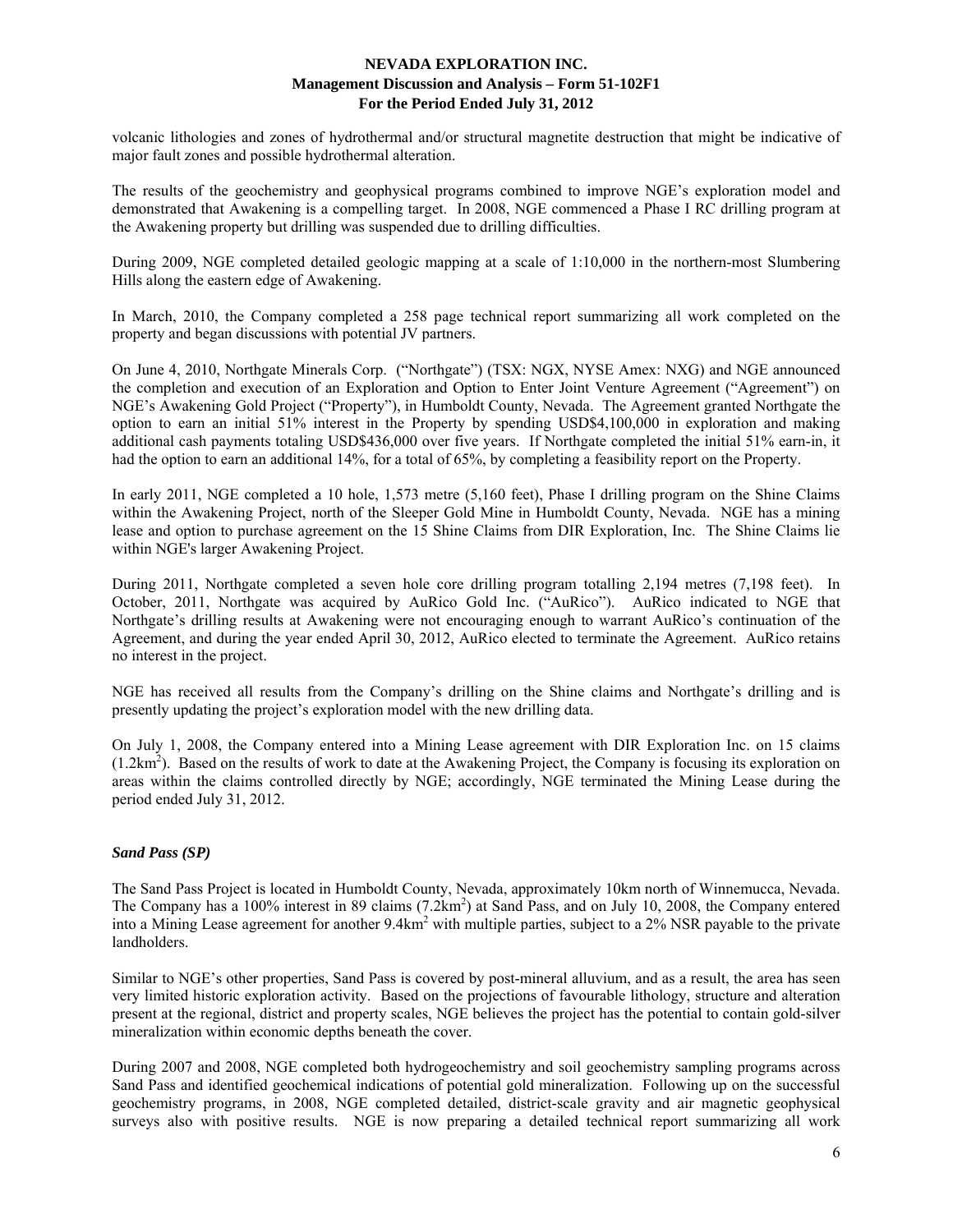volcanic lithologies and zones of hydrothermal and/or structural magnetite destruction that might be indicative of major fault zones and possible hydrothermal alteration.

The results of the geochemistry and geophysical programs combined to improve NGE's exploration model and demonstrated that Awakening is a compelling target. In 2008, NGE commenced a Phase I RC drilling program at the Awakening property but drilling was suspended due to drilling difficulties.

During 2009, NGE completed detailed geologic mapping at a scale of 1:10,000 in the northern-most Slumbering Hills along the eastern edge of Awakening.

In March, 2010, the Company completed a 258 page technical report summarizing all work completed on the property and began discussions with potential JV partners.

On June 4, 2010, Northgate Minerals Corp. ("Northgate") (TSX: NGX, NYSE Amex: NXG) and NGE announced the completion and execution of an Exploration and Option to Enter Joint Venture Agreement ("Agreement") on NGE's Awakening Gold Project ("Property"), in Humboldt County, Nevada. The Agreement granted Northgate the option to earn an initial 51% interest in the Property by spending USD$4,100,000 in exploration and making additional cash payments totaling USD$436,000 over five years. If Northgate completed the initial 51% earn-in, it had the option to earn an additional 14%, for a total of 65%, by completing a feasibility report on the Property.

In early 2011, NGE completed a 10 hole, 1,573 metre (5,160 feet), Phase I drilling program on the Shine Claims within the Awakening Project, north of the Sleeper Gold Mine in Humboldt County, Nevada. NGE has a mining lease and option to purchase agreement on the 15 Shine Claims from DIR Exploration, Inc. The Shine Claims lie within NGE's larger Awakening Project.

During 2011, Northgate completed a seven hole core drilling program totalling 2,194 metres (7,198 feet). In October, 2011, Northgate was acquired by AuRico Gold Inc. ("AuRico"). AuRico indicated to NGE that Northgate's drilling results at Awakening were not encouraging enough to warrant AuRico's continuation of the Agreement, and during the year ended April 30, 2012, AuRico elected to terminate the Agreement. AuRico retains no interest in the project.

NGE has received all results from the Company's drilling on the Shine claims and Northgate's drilling and is presently updating the project's exploration model with the new drilling data.

On July 1, 2008, the Company entered into a Mining Lease agreement with DIR Exploration Inc. on 15 claims ($1.2km^2$). Based on the results of work to date at the Awakening Project, the Company is focusing its exploration on areas within the claims controlled directly by NGE; accordingly, NGE terminated the Mining Lease during the period ended July 31, 2012.

### *Sand Pass (SP)*

The Sand Pass Project is located in Humboldt County, Nevada, approximately 10km north of Winnemucca, Nevada. The Company has a 100% interest in 89 claims ($7.2km^2$) at Sand Pass, and on July 10, 2008, the Company entered into a Mining Lease agreement for another $9.4km^2$ with multiple parties, subject to a 2% NSR payable to the private landholders.

Similar to NGE's other properties, Sand Pass is covered by post-mineral alluvium, and as a result, the area has seen very limited historic exploration activity. Based on the projections of favourable lithology, structure and alteration present at the regional, district and property scales, NGE believes the project has the potential to contain gold-silver mineralization within economic depths beneath the cover.

During 2007 and 2008, NGE completed both hydrogeochemistry and soil geochemistry sampling programs across Sand Pass and identified geochemical indications of potential gold mineralization. Following up on the successful geochemistry programs, in 2008, NGE completed detailed, district-scale gravity and air magnetic geophysical surveys also with positive results. NGE is now preparing a detailed technical report summarizing all work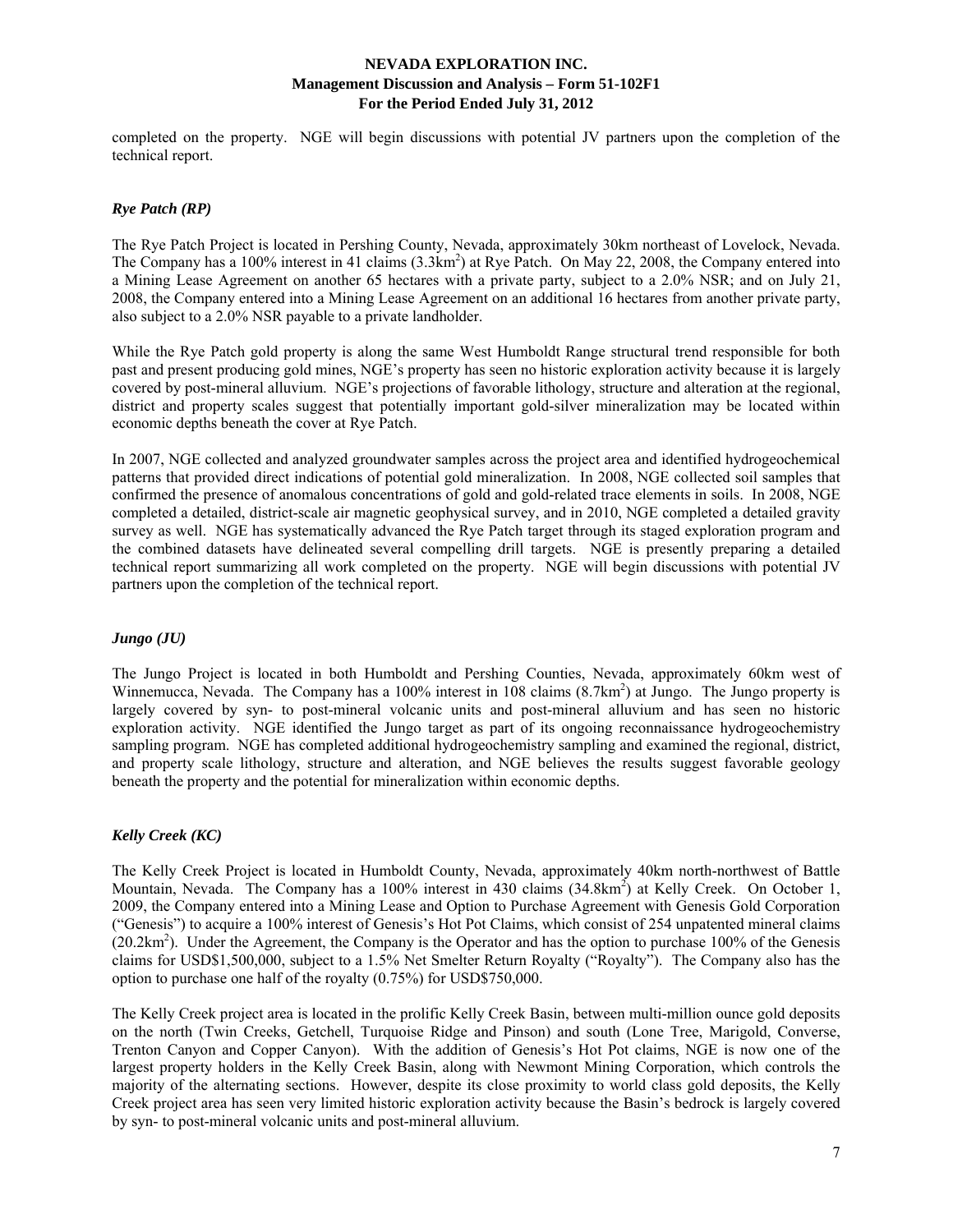completed on the property. NGE will begin discussions with potential JV partners upon the completion of the technical report.

### *Rye Patch (RP)*

The Rye Patch Project is located in Pershing County, Nevada, approximately 30km northeast of Lovelock, Nevada. The Company has a 100% interest in 41 claims ($3.3km^2$) at Rye Patch. On May 22, 2008, the Company entered into a Mining Lease Agreement on another 65 hectares with a private party, subject to a 2.0% NSR; and on July 21, 2008, the Company entered into a Mining Lease Agreement on an additional 16 hectares from another private party, also subject to a 2.0% NSR payable to a private landholder.

While the Rye Patch gold property is along the same West Humboldt Range structural trend responsible for both past and present producing gold mines, NGE's property has seen no historic exploration activity because it is largely covered by post-mineral alluvium. NGE's projections of favorable lithology, structure and alteration at the regional, district and property scales suggest that potentially important gold-silver mineralization may be located within economic depths beneath the cover at Rye Patch.

In 2007, NGE collected and analyzed groundwater samples across the project area and identified hydrogeochemical patterns that provided direct indications of potential gold mineralization. In 2008, NGE collected soil samples that confirmed the presence of anomalous concentrations of gold and gold-related trace elements in soils. In 2008, NGE completed a detailed, district-scale air magnetic geophysical survey, and in 2010, NGE completed a detailed gravity survey as well. NGE has systematically advanced the Rye Patch target through its staged exploration program and the combined datasets have delineated several compelling drill targets. NGE is presently preparing a detailed technical report summarizing all work completed on the property. NGE will begin discussions with potential JV partners upon the completion of the technical report.

### *Jungo (JU)*

The Jungo Project is located in both Humboldt and Pershing Counties, Nevada, approximately 60km west of Winnemucca, Nevada. The Company has a 100% interest in 108 claims ($8.7km^2$) at Jungo. The Jungo property is largely covered by syn- to post-mineral volcanic units and post-mineral alluvium and has seen no historic exploration activity. NGE identified the Jungo target as part of its ongoing reconnaissance hydrogeochemistry sampling program. NGE has completed additional hydrogeochemistry sampling and examined the regional, district, and property scale lithology, structure and alteration, and NGE believes the results suggest favorable geology beneath the property and the potential for mineralization within economic depths.

### *Kelly Creek (KC)*

The Kelly Creek Project is located in Humboldt County, Nevada, approximately 40km north-northwest of Battle Mountain, Nevada. The Company has a 100% interest in 430 claims ($34.8km^2$) at Kelly Creek. On October 1, 2009, the Company entered into a Mining Lease and Option to Purchase Agreement with Genesis Gold Corporation ("Genesis") to acquire a 100% interest of Genesis's Hot Pot Claims, which consist of 254 unpatented mineral claims ($20.2km^2$). Under the Agreement, the Company is the Operator and has the option to purchase 100% of the Genesis claims for USD$1,500,000, subject to a 1.5% Net Smelter Return Royalty ("Royalty"). The Company also has the option to purchase one half of the royalty (0.75%) for USD$750,000.

The Kelly Creek project area is located in the prolific Kelly Creek Basin, between multi-million ounce gold deposits on the north (Twin Creeks, Getchell, Turquoise Ridge and Pinson) and south (Lone Tree, Marigold, Converse, Trenton Canyon and Copper Canyon). With the addition of Genesis's Hot Pot claims, NGE is now one of the largest property holders in the Kelly Creek Basin, along with Newmont Mining Corporation, which controls the majority of the alternating sections. However, despite its close proximity to world class gold deposits, the Kelly Creek project area has seen very limited historic exploration activity because the Basin's bedrock is largely covered by syn- to post-mineral volcanic units and post-mineral alluvium.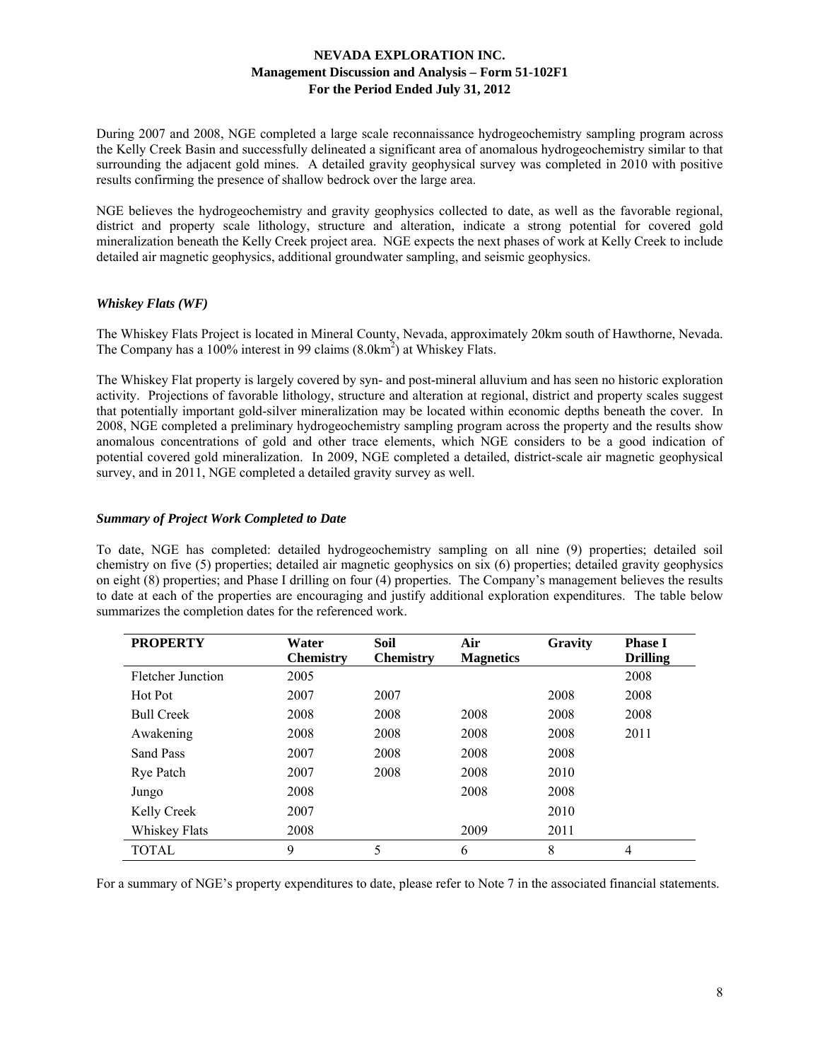During 2007 and 2008, NGE completed a large scale reconnaissance hydrogeochemistry sampling program across the Kelly Creek Basin and successfully delineated a significant area of anomalous hydrogeochemistry similar to that surrounding the adjacent gold mines. A detailed gravity geophysical survey was completed in 2010 with positive results confirming the presence of shallow bedrock over the large area.

NGE believes the hydrogeochemistry and gravity geophysics collected to date, as well as the favorable regional, district and property scale lithology, structure and alteration, indicate a strong potential for covered gold mineralization beneath the Kelly Creek project area. NGE expects the next phases of work at Kelly Creek to include detailed air magnetic geophysics, additional groundwater sampling, and seismic geophysics.

### *Whiskey Flats (WF)*

The Whiskey Flats Project is located in Mineral County, Nevada, approximately 20km south of Hawthorne, Nevada. The Company has a 100% interest in 99 claims (8.0km$^2$) at Whiskey Flats.

The Whiskey Flat property is largely covered by syn- and post-mineral alluvium and has seen no historic exploration activity. Projections of favorable lithology, structure and alteration at regional, district and property scales suggest that potentially important gold-silver mineralization may be located within economic depths beneath the cover. In 2008, NGE completed a preliminary hydrogeochemistry sampling program across the property and the results show anomalous concentrations of gold and other trace elements, which NGE considers to be a good indication of potential covered gold mineralization. In 2009, NGE completed a detailed, district-scale air magnetic geophysical survey, and in 2011, NGE completed a detailed gravity survey as well.

### *Summary of Project Work Completed to Date*

To date, NGE has completed: detailed hydrogeochemistry sampling on all nine (9) properties; detailed soil chemistry on five (5) properties; detailed air magnetic geophysics on six (6) properties; detailed gravity geophysics on eight (8) properties; and Phase I drilling on four (4) properties. The Company's management believes the results to date at each of the properties are encouraging and justify additional exploration expenditures. The table below summarizes the completion dates for the referenced work.

| PROPERTY | Water Chemistry | Soil Chemistry | Air Magnetics | Gravity | Phase I Drilling |
|---|---|---|---|---|---|
| Fletcher Junction | 2005 | | | | 2008 |
| Hot Pot | 2007 | 2007 | | 2008 | 2008 |
| Bull Creek | 2008 | 2008 | 2008 | 2008 | 2008 |
| Awakening | 2008 | 2008 | 2008 | 2008 | 2011 |
| Sand Pass | 2007 | 2008 | 2008 | 2008 | |
| Rye Patch | 2007 | 2008 | 2008 | 2010 | |
| Jungo | 2008 | | 2008 | 2008 | |
| Kelly Creek | 2007 | | | 2010 | |
| Whiskey Flats | 2008 | | 2009 | 2011 | |
| TOTAL | 9 | 5 | 6 | 8 | 4 |

For a summary of NGE's property expenditures to date, please refer to Note 7 in the associated financial statements.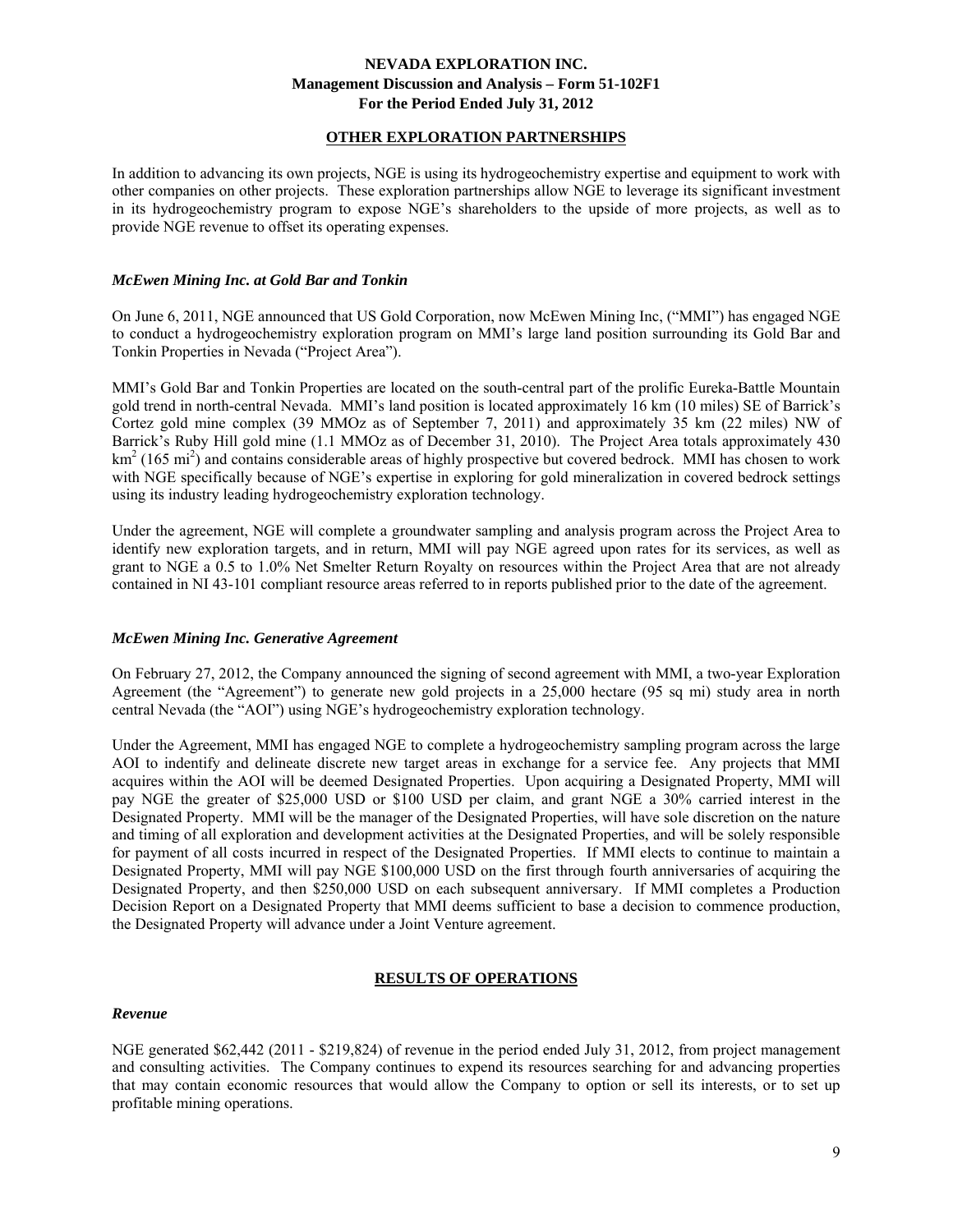## OTHER EXPLORATION PARTNERSHIPS

In addition to advancing its own projects, NGE is using its hydrogeochemistry expertise and equipment to work with other companies on other projects. These exploration partnerships allow NGE to leverage its significant investment in its hydrogeochemistry program to expose NGE's shareholders to the upside of more projects, as well as to provide NGE revenue to offset its operating expenses.

### *McEwen Mining Inc. at Gold Bar and Tonkin*

On June 6, 2011, NGE announced that US Gold Corporation, now McEwen Mining Inc, ("MMI") has engaged NGE to conduct a hydrogeochemistry exploration program on MMI's large land position surrounding its Gold Bar and Tonkin Properties in Nevada ("Project Area").

MMI's Gold Bar and Tonkin Properties are located on the south-central part of the prolific Eureka-Battle Mountain gold trend in north-central Nevada. MMI's land position is located approximately 16 km (10 miles) SE of Barrick's Cortez gold mine complex (39 MMOz as of September 7, 2011) and approximately 35 km (22 miles) NW of Barrick's Ruby Hill gold mine (1.1 MMOz as of December 31, 2010). The Project Area totals approximately 430 $km^2$ (165 $mi^2$) and contains considerable areas of highly prospective but covered bedrock. MMI has chosen to work with NGE specifically because of NGE's expertise in exploring for gold mineralization in covered bedrock settings using its industry leading hydrogeochemistry exploration technology.

Under the agreement, NGE will complete a groundwater sampling and analysis program across the Project Area to identify new exploration targets, and in return, MMI will pay NGE agreed upon rates for its services, as well as grant to NGE a 0.5 to 1.0% Net Smelter Return Royalty on resources within the Project Area that are not already contained in NI 43-101 compliant resource areas referred to in reports published prior to the date of the agreement.

### *McEwen Mining Inc. Generative Agreement*

On February 27, 2012, the Company announced the signing of second agreement with MMI, a two-year Exploration Agreement (the "Agreement") to generate new gold projects in a 25,000 hectare (95 sq mi) study area in north central Nevada (the "AOI") using NGE's hydrogeochemistry exploration technology.

Under the Agreement, MMI has engaged NGE to complete a hydrogeochemistry sampling program across the large AOI to indentify and delineate discrete new target areas in exchange for a service fee. Any projects that MMI acquires within the AOI will be deemed Designated Properties. Upon acquiring a Designated Property, MMI will pay NGE the greater of $25,000 USD or $100 USD per claim, and grant NGE a 30% carried interest in the Designated Property. MMI will be the manager of the Designated Properties, will have sole discretion on the nature and timing of all exploration and development activities at the Designated Properties, and will be solely responsible for payment of all costs incurred in respect of the Designated Properties. If MMI elects to continue to maintain a Designated Property, MMI will pay NGE $100,000 USD on the first through fourth anniversaries of acquiring the Designated Property, and then $250,000 USD on each subsequent anniversary. If MMI completes a Production Decision Report on a Designated Property that MMI deems sufficient to base a decision to commence production, the Designated Property will advance under a Joint Venture agreement.

## RESULTS OF OPERATIONS

### *Revenue*

NGE generated $62,442 (2011 - $219,824) of revenue in the period ended July 31, 2012, from project management and consulting activities. The Company continues to expend its resources searching for and advancing properties that may contain economic resources that would allow the Company to option or sell its interests, or to set up profitable mining operations.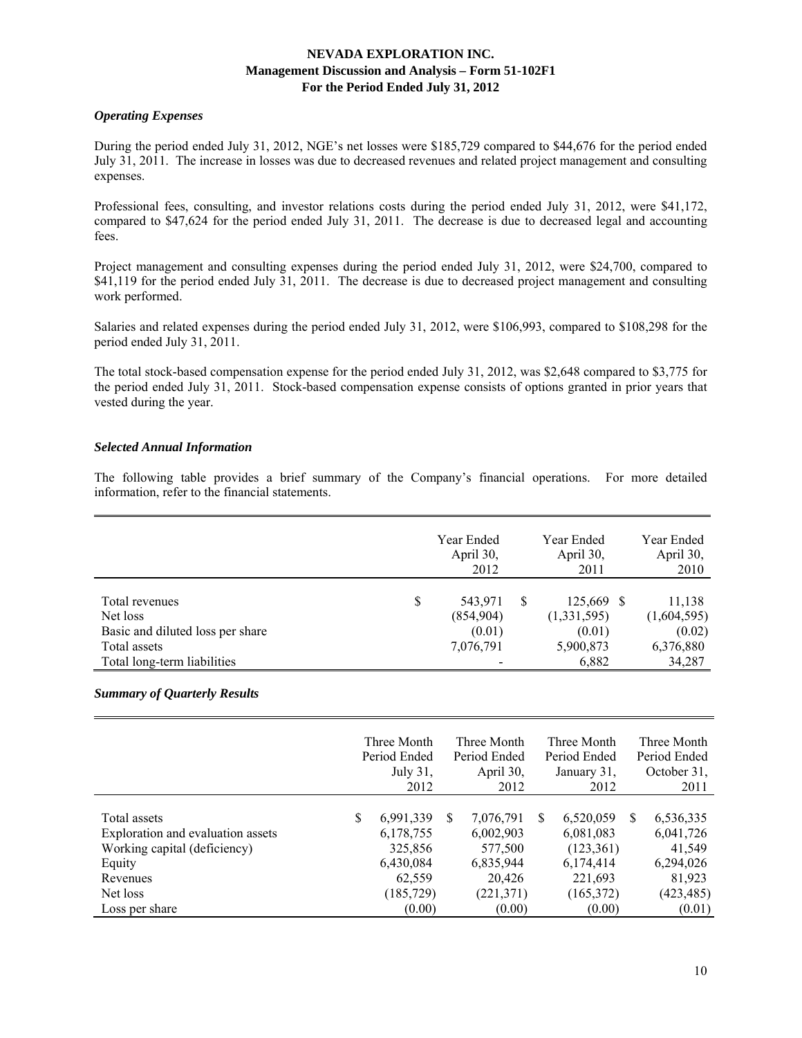# NEVADA EXPLORATION INC.
## Management Discussion and Analysis – Form 51-102F1
## For the Period Ended July 31, 2012

### *Operating Expenses*

During the period ended July 31, 2012, NGE's net losses were $185,729 compared to $44,676 for the period ended July 31, 2011. The increase in losses was due to decreased revenues and related project management and consulting expenses.

Professional fees, consulting, and investor relations costs during the period ended July 31, 2012, were $41,172, compared to $47,624 for the period ended July 31, 2011. The decrease is due to decreased legal and accounting fees.

Project management and consulting expenses during the period ended July 31, 2012, were $24,700, compared to $41,119 for the period ended July 31, 2011. The decrease is due to decreased project management and consulting work performed.

Salaries and related expenses during the period ended July 31, 2012, were $106,993, compared to $108,298 for the period ended July 31, 2011.

The total stock-based compensation expense for the period ended July 31, 2012, was $2,648 compared to $3,775 for the period ended July 31, 2011. Stock-based compensation expense consists of options granted in prior years that vested during the year.

### *Selected Annual Information*

The following table provides a brief summary of the Company's financial operations. For more detailed information, refer to the financial statements.

| | Year Ended April 30, 2012 | Year Ended April 30, 2011 | Year Ended April 30, 2010 |
|---|---|---|---|
| Total revenues | $ 543,971 | $ 125,669 | $ 11,138 |
| Net loss | (854,904) | (1,331,595) | (1,604,595) |
| Basic and diluted loss per share | (0.01) | (0.01) | (0.02) |
| Total assets | 7,076,791 | 5,900,873 | 6,376,880 |
| Total long-term liabilities | - | 6,882 | 34,287 |

### *Summary of Quarterly Results*

| | Three Month Period Ended July 31, 2012 | Three Month Period Ended April 30, 2012 | Three Month Period Ended January 31, 2012 | Three Month Period Ended October 31, 2011 |
|---|---|---|---|---|
| Total assets | $ 6,991,339 | $ 7,076,791 | $ 6,520,059 | $ 6,536,335 |
| Exploration and evaluation assets | 6,178,755 | 6,002,903 | 6,081,083 | 6,041,726 |
| Working capital (deficiency) | 325,856 | 577,500 | (123,361) | 41,549 |
| Equity | 6,430,084 | 6,835,944 | 6,174,414 | 6,294,026 |
| Revenues | 62,559 | 20,426 | 221,693 | 81,923 |
| Net loss | (185,729) | (221,371) | (165,372) | (423,485) |
| Loss per share | (0.00) | (0.00) | (0.00) | (0.01) |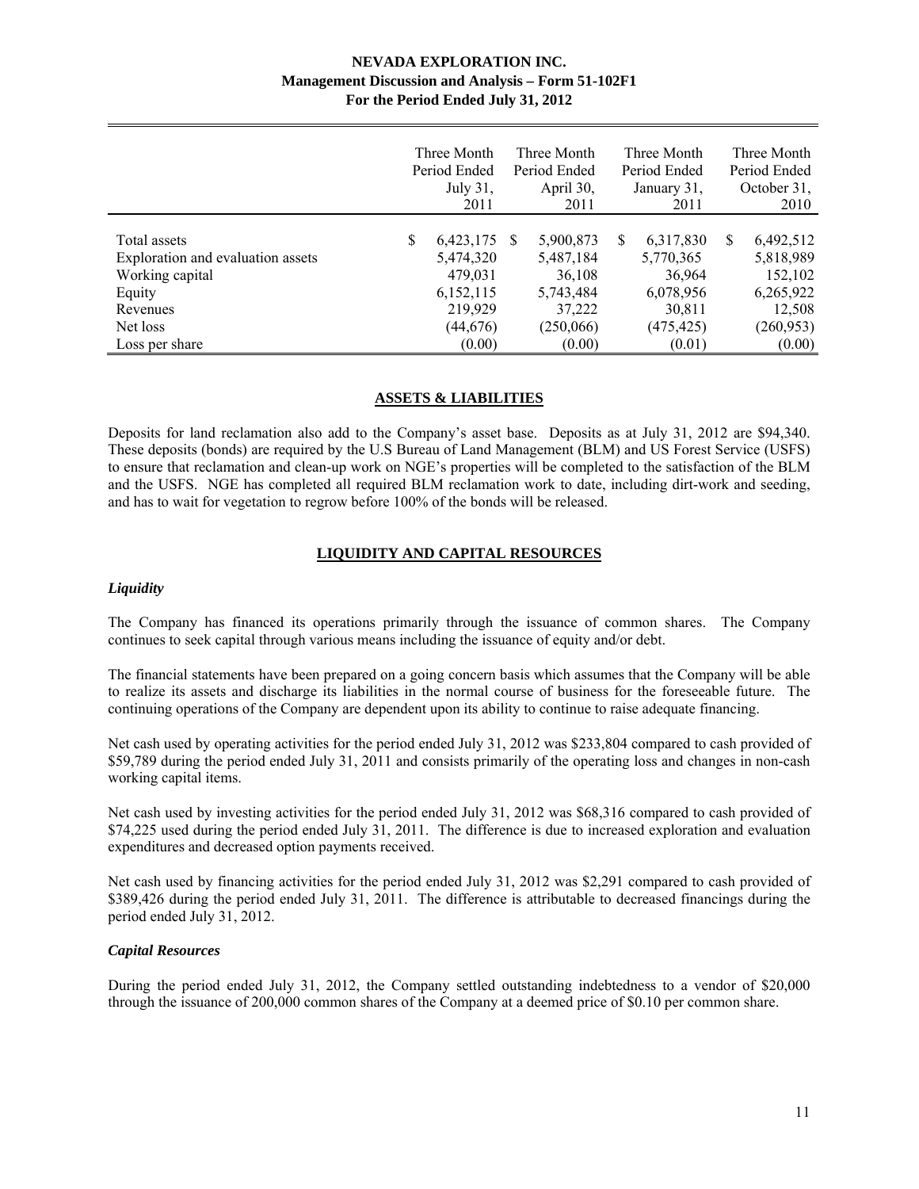|  | Three Month Period Ended July 31, 2011 | Three Month Period Ended April 30, 2011 | Three Month Period Ended January 31, 2011 | Three Month Period Ended October 31, 2010 |
|---|---|---|---|---|
| Total assets | $ 6,423,175 | $ 5,900,873 | $ 6,317,830 | $ 6,492,512 |
| Exploration and evaluation assets | 5,474,320 | 5,487,184 | 5,770,365 | 5,818,989 |
| Working capital | 479,031 | 36,108 | 36,964 | 152,102 |
| Equity | 6,152,115 | 5,743,484 | 6,078,956 | 6,265,922 |
| Revenues | 219,929 | 37,222 | 30,811 | 12,508 |
| Net loss | (44,676) | (250,066) | (475,425) | (260,953) |
| Loss per share | (0.00) | (0.00) | (0.01) | (0.00) |

## ASSETS & LIABILITIES

Deposits for land reclamation also add to the Company's asset base. Deposits as at July 31, 2012 are $94,340. These deposits (bonds) are required by the U.S Bureau of Land Management (BLM) and US Forest Service (USFS) to ensure that reclamation and clean-up work on NGE's properties will be completed to the satisfaction of the BLM and the USFS. NGE has completed all required BLM reclamation work to date, including dirt-work and seeding, and has to wait for vegetation to regrow before 100% of the bonds will be released.

## LIQUIDITY AND CAPITAL RESOURCES

### *Liquidity*

The Company has financed its operations primarily through the issuance of common shares. The Company continues to seek capital through various means including the issuance of equity and/or debt.

The financial statements have been prepared on a going concern basis which assumes that the Company will be able to realize its assets and discharge its liabilities in the normal course of business for the foreseeable future. The continuing operations of the Company are dependent upon its ability to continue to raise adequate financing.

Net cash used by operating activities for the period ended July 31, 2012 was $233,804 compared to cash provided of $59,789 during the period ended July 31, 2011 and consists primarily of the operating loss and changes in non-cash working capital items.

Net cash used by investing activities for the period ended July 31, 2012 was $68,316 compared to cash provided of $74,225 used during the period ended July 31, 2011. The difference is due to increased exploration and evaluation expenditures and decreased option payments received.

Net cash used by financing activities for the period ended July 31, 2012 was $2,291 compared to cash provided of $389,426 during the period ended July 31, 2011. The difference is attributable to decreased financings during the period ended July 31, 2012.

### *Capital Resources*

During the period ended July 31, 2012, the Company settled outstanding indebtedness to a vendor of $20,000 through the issuance of 200,000 common shares of the Company at a deemed price of $0.10 per common share.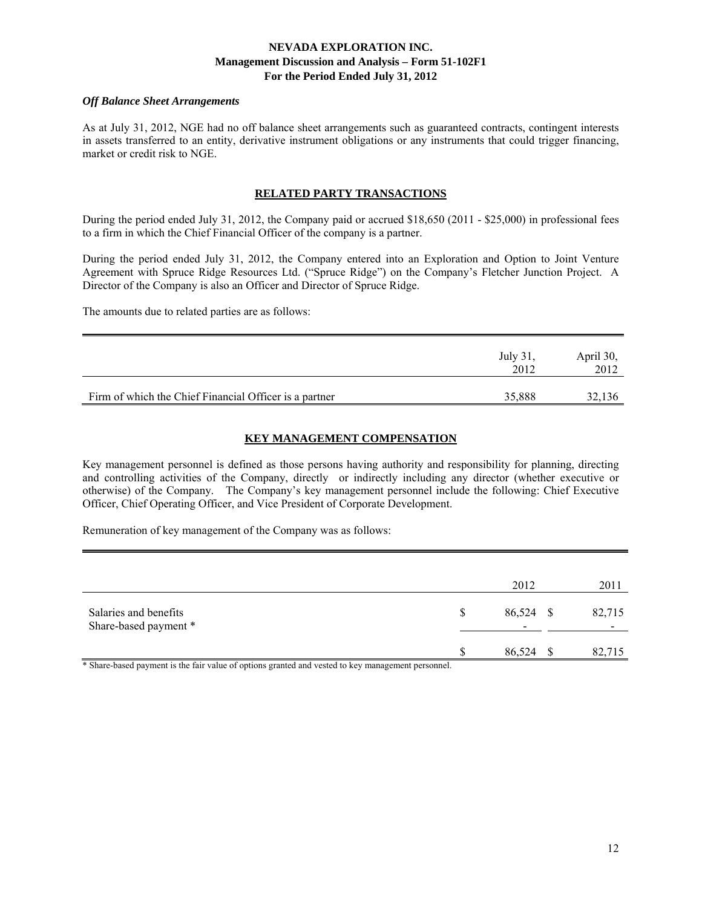*Off Balance Sheet Arrangements*

As at July 31, 2012, NGE had no off balance sheet arrangements such as guaranteed contracts, contingent interests in assets transferred to an entity, derivative instrument obligations or any instruments that could trigger financing, market or credit risk to NGE.

## RELATED PARTY TRANSACTIONS

During the period ended July 31, 2012, the Company paid or accrued $18,650 (2011 - $25,000) in professional fees to a firm in which the Chief Financial Officer of the company is a partner.

During the period ended July 31, 2012, the Company entered into an Exploration and Option to Joint Venture Agreement with Spruce Ridge Resources Ltd. ("Spruce Ridge") on the Company's Fletcher Junction Project. A Director of the Company is also an Officer and Director of Spruce Ridge.

The amounts due to related parties are as follows:

| | July 31, 2012 | April 30, 2012 |
|---|---|---|
| Firm of which the Chief Financial Officer is a partner | 35,888 | 32,136 |

## KEY MANAGEMENT COMPENSATION

Key management personnel is defined as those persons having authority and responsibility for planning, directing and controlling activities of the Company, directly or indirectly including any director (whether executive or otherwise) of the Company. The Company's key management personnel include the following: Chief Executive Officer, Chief Operating Officer, and Vice President of Corporate Development.

Remuneration of key management of the Company was as follows:

| | 2012 | 2011 |
|---|---|---|
| Salaries and benefits | $ 86,524 | $ 82,715 |
| Share-based payment * | - | - |
| | $ 86,524 | $ 82,715 |

* Share-based payment is the fair value of options granted and vested to key management personnel.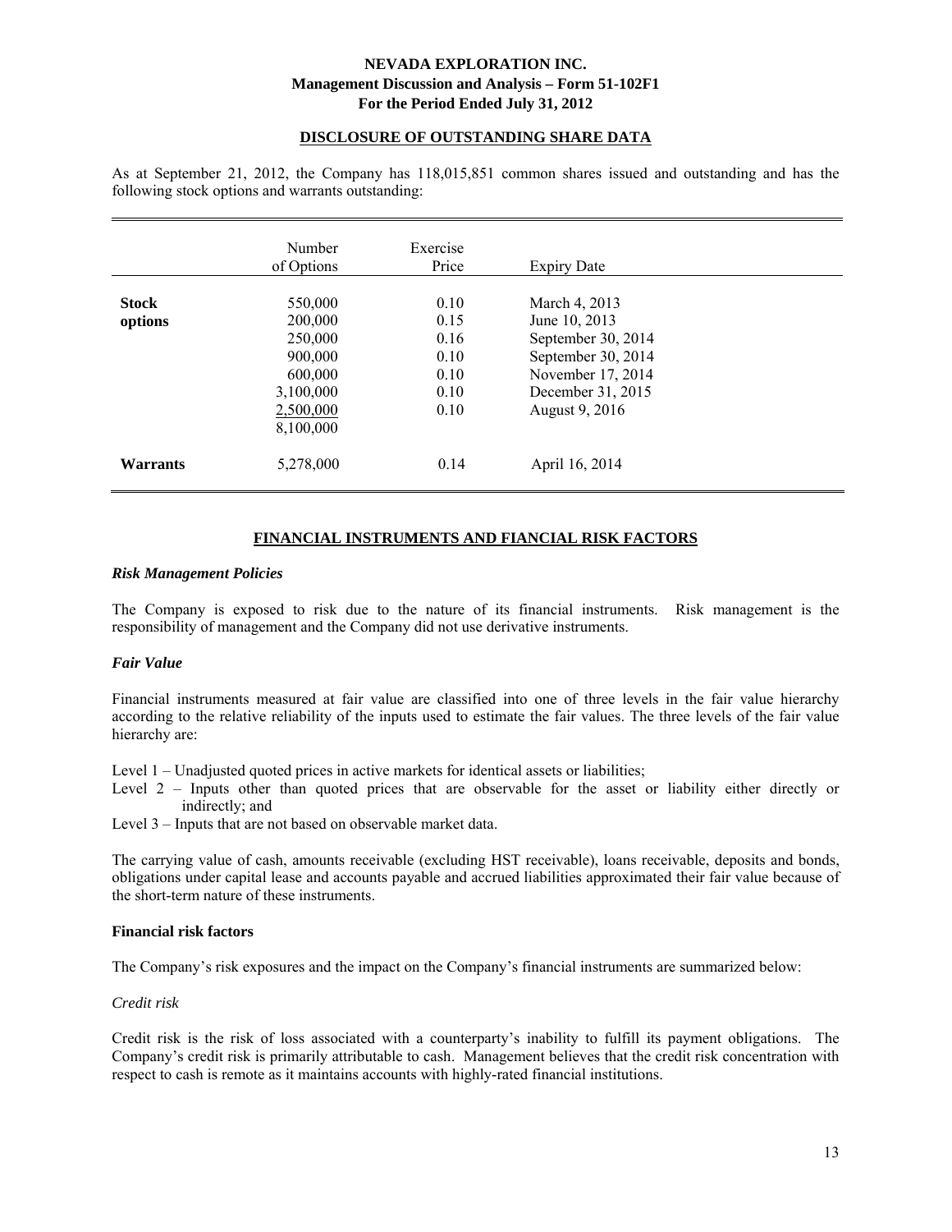**NEVADA EXPLORATION INC.**
**Management Discussion and Analysis – Form 51-102F1**
**For the Period Ended July 31, 2012**

## DISCLOSURE OF OUTSTANDING SHARE DATA

As at September 21, 2012, the Company has 118,015,851 common shares issued and outstanding and has the following stock options and warrants outstanding:

| | Number of Options | Exercise Price | Expiry Date |
|---|---|---|---|
| **Stock options** | 550,000 | 0.10 | March 4, 2013 |
| | 200,000 | 0.15 | June 10, 2013 |
| | 250,000 | 0.16 | September 30, 2014 |
| | 900,000 | 0.10 | September 30, 2014 |
| | 600,000 | 0.10 | November 17, 2014 |
| | 3,100,000 | 0.10 | December 31, 2015 |
| | 2,500,000 | 0.10 | August 9, 2016 |
| | 8,100,000 | | |
| **Warrants** | 5,278,000 | 0.14 | April 16, 2014 |

## FINANCIAL INSTRUMENTS AND FIANCIAL RISK FACTORS

### *Risk Management Policies*

The Company is exposed to risk due to the nature of its financial instruments. Risk management is the responsibility of management and the Company did not use derivative instruments.

### *Fair Value*

Financial instruments measured at fair value are classified into one of three levels in the fair value hierarchy according to the relative reliability of the inputs used to estimate the fair values. The three levels of the fair value hierarchy are:

Level 1 – Unadjusted quoted prices in active markets for identical assets or liabilities;
Level 2 – Inputs other than quoted prices that are observable for the asset or liability either directly or indirectly; and
Level 3 – Inputs that are not based on observable market data.

The carrying value of cash, amounts receivable (excluding HST receivable), loans receivable, deposits and bonds, obligations under capital lease and accounts payable and accrued liabilities approximated their fair value because of the short-term nature of these instruments.

### Financial risk factors

The Company's risk exposures and the impact on the Company's financial instruments are summarized below:

*Credit risk*

Credit risk is the risk of loss associated with a counterparty's inability to fulfill its payment obligations. The Company's credit risk is primarily attributable to cash. Management believes that the credit risk concentration with respect to cash is remote as it maintains accounts with highly-rated financial institutions.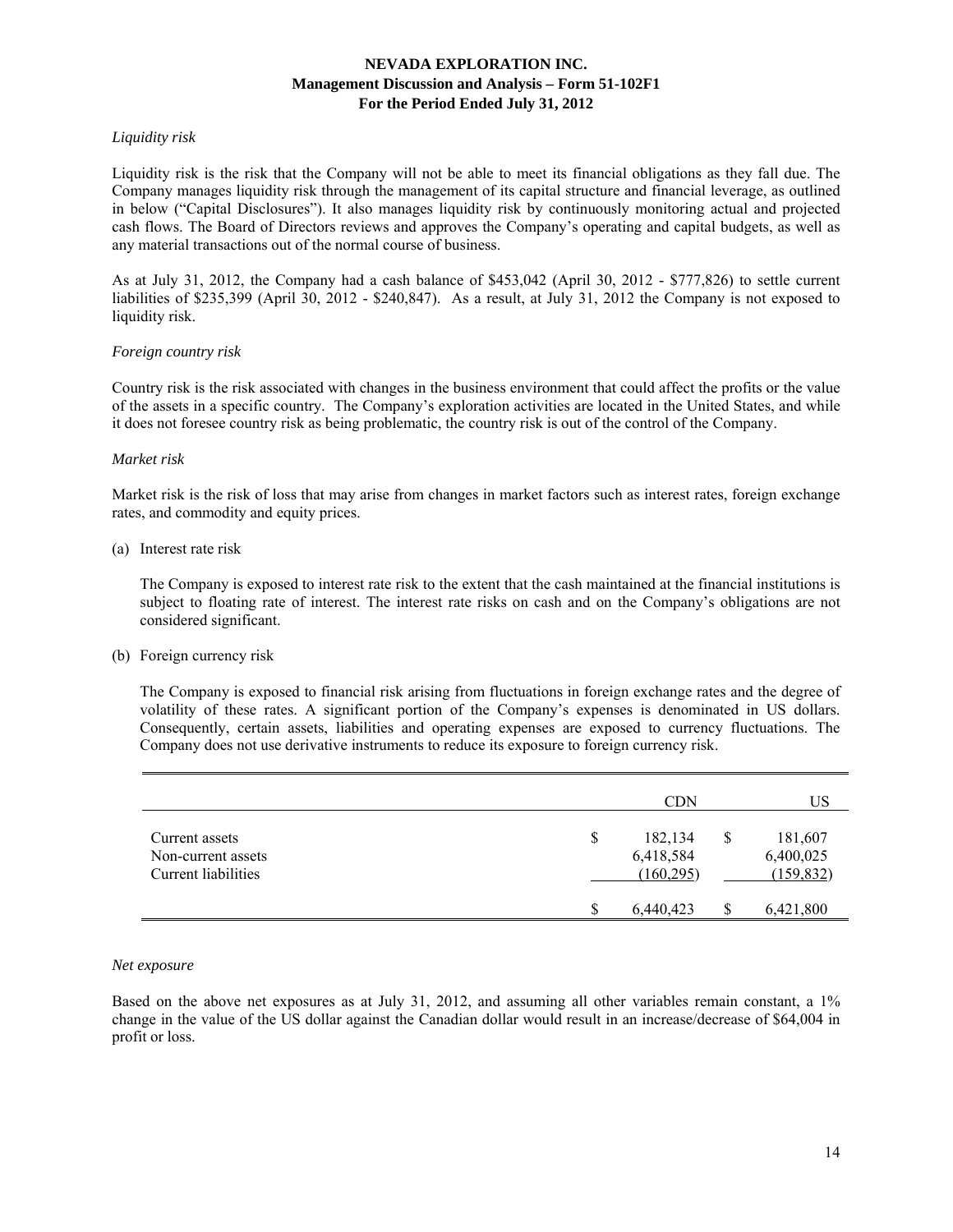*Liquidity risk*

Liquidity risk is the risk that the Company will not be able to meet its financial obligations as they fall due. The Company manages liquidity risk through the management of its capital structure and financial leverage, as outlined in below ("Capital Disclosures"). It also manages liquidity risk by continuously monitoring actual and projected cash flows. The Board of Directors reviews and approves the Company's operating and capital budgets, as well as any material transactions out of the normal course of business.

As at July 31, 2012, the Company had a cash balance of $453,042 (April 30, 2012 - $777,826) to settle current liabilities of $235,399 (April 30, 2012 - $240,847). As a result, at July 31, 2012 the Company is not exposed to liquidity risk.

*Foreign country risk*

Country risk is the risk associated with changes in the business environment that could affect the profits or the value of the assets in a specific country. The Company's exploration activities are located in the United States, and while it does not foresee country risk as being problematic, the country risk is out of the control of the Company.

*Market risk*

Market risk is the risk of loss that may arise from changes in market factors such as interest rates, foreign exchange rates, and commodity and equity prices.

(a) Interest rate risk

The Company is exposed to interest rate risk to the extent that the cash maintained at the financial institutions is subject to floating rate of interest. The interest rate risks on cash and on the Company's obligations are not considered significant.

(b) Foreign currency risk

The Company is exposed to financial risk arising from fluctuations in foreign exchange rates and the degree of volatility of these rates. A significant portion of the Company's expenses is denominated in US dollars. Consequently, certain assets, liabilities and operating expenses are exposed to currency fluctuations. The Company does not use derivative instruments to reduce its exposure to foreign currency risk.

| | CDN | US |
|---|---|---|
| Current assets | $ 182,134 | $ 181,607 |
| Non-current assets | 6,418,584 | 6,400,025 |
| Current liabilities | (160,295) | (159,832) |
| | $ 6,440,423 | $ 6,421,800 |

*Net exposure*

Based on the above net exposures as at July 31, 2012, and assuming all other variables remain constant, a 1% change in the value of the US dollar against the Canadian dollar would result in an increase/decrease of $64,004 in profit or loss.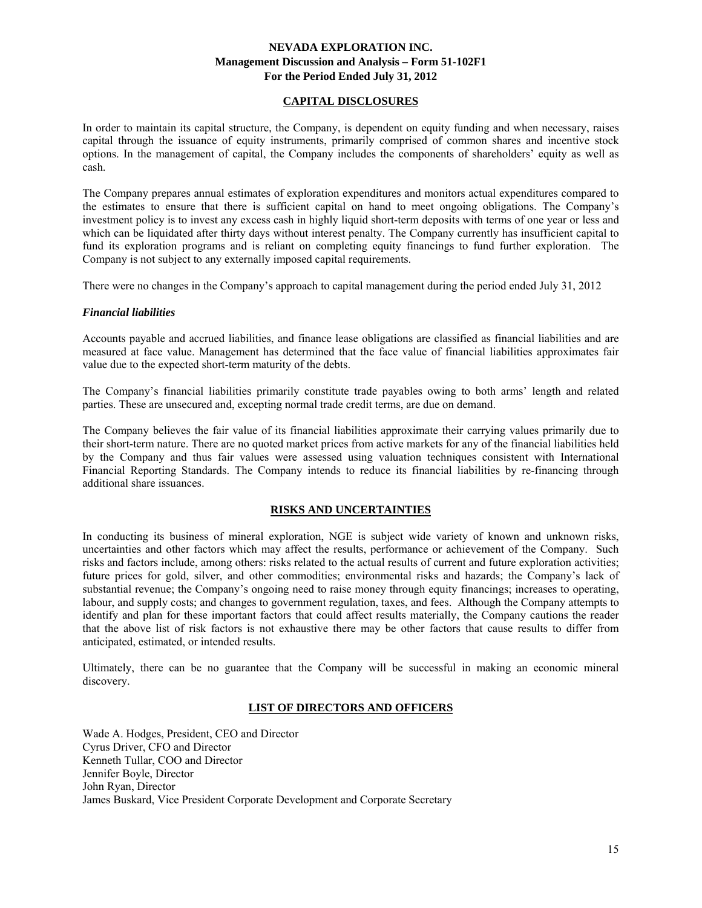## CAPITAL DISCLOSURES

In order to maintain its capital structure, the Company, is dependent on equity funding and when necessary, raises capital through the issuance of equity instruments, primarily comprised of common shares and incentive stock options. In the management of capital, the Company includes the components of shareholders' equity as well as cash.

The Company prepares annual estimates of exploration expenditures and monitors actual expenditures compared to the estimates to ensure that there is sufficient capital on hand to meet ongoing obligations. The Company's investment policy is to invest any excess cash in highly liquid short-term deposits with terms of one year or less and which can be liquidated after thirty days without interest penalty. The Company currently has insufficient capital to fund its exploration programs and is reliant on completing equity financings to fund further exploration. The Company is not subject to any externally imposed capital requirements.

There were no changes in the Company's approach to capital management during the period ended July 31, 2012

### *Financial liabilities*

Accounts payable and accrued liabilities, and finance lease obligations are classified as financial liabilities and are measured at face value. Management has determined that the face value of financial liabilities approximates fair value due to the expected short-term maturity of the debts.

The Company's financial liabilities primarily constitute trade payables owing to both arms' length and related parties. These are unsecured and, excepting normal trade credit terms, are due on demand.

The Company believes the fair value of its financial liabilities approximate their carrying values primarily due to their short-term nature. There are no quoted market prices from active markets for any of the financial liabilities held by the Company and thus fair values were assessed using valuation techniques consistent with International Financial Reporting Standards. The Company intends to reduce its financial liabilities by re-financing through additional share issuances.

## RISKS AND UNCERTAINTIES

In conducting its business of mineral exploration, NGE is subject wide variety of known and unknown risks, uncertainties and other factors which may affect the results, performance or achievement of the Company. Such risks and factors include, among others: risks related to the actual results of current and future exploration activities; future prices for gold, silver, and other commodities; environmental risks and hazards; the Company's lack of substantial revenue; the Company's ongoing need to raise money through equity financings; increases to operating, labour, and supply costs; and changes to government regulation, taxes, and fees. Although the Company attempts to identify and plan for these important factors that could affect results materially, the Company cautions the reader that the above list of risk factors is not exhaustive there may be other factors that cause results to differ from anticipated, estimated, or intended results.

Ultimately, there can be no guarantee that the Company will be successful in making an economic mineral discovery.

## LIST OF DIRECTORS AND OFFICERS

Wade A. Hodges, President, CEO and Director
Cyrus Driver, CFO and Director
Kenneth Tullar, COO and Director
Jennifer Boyle, Director
John Ryan, Director
James Buskard, Vice President Corporate Development and Corporate Secretary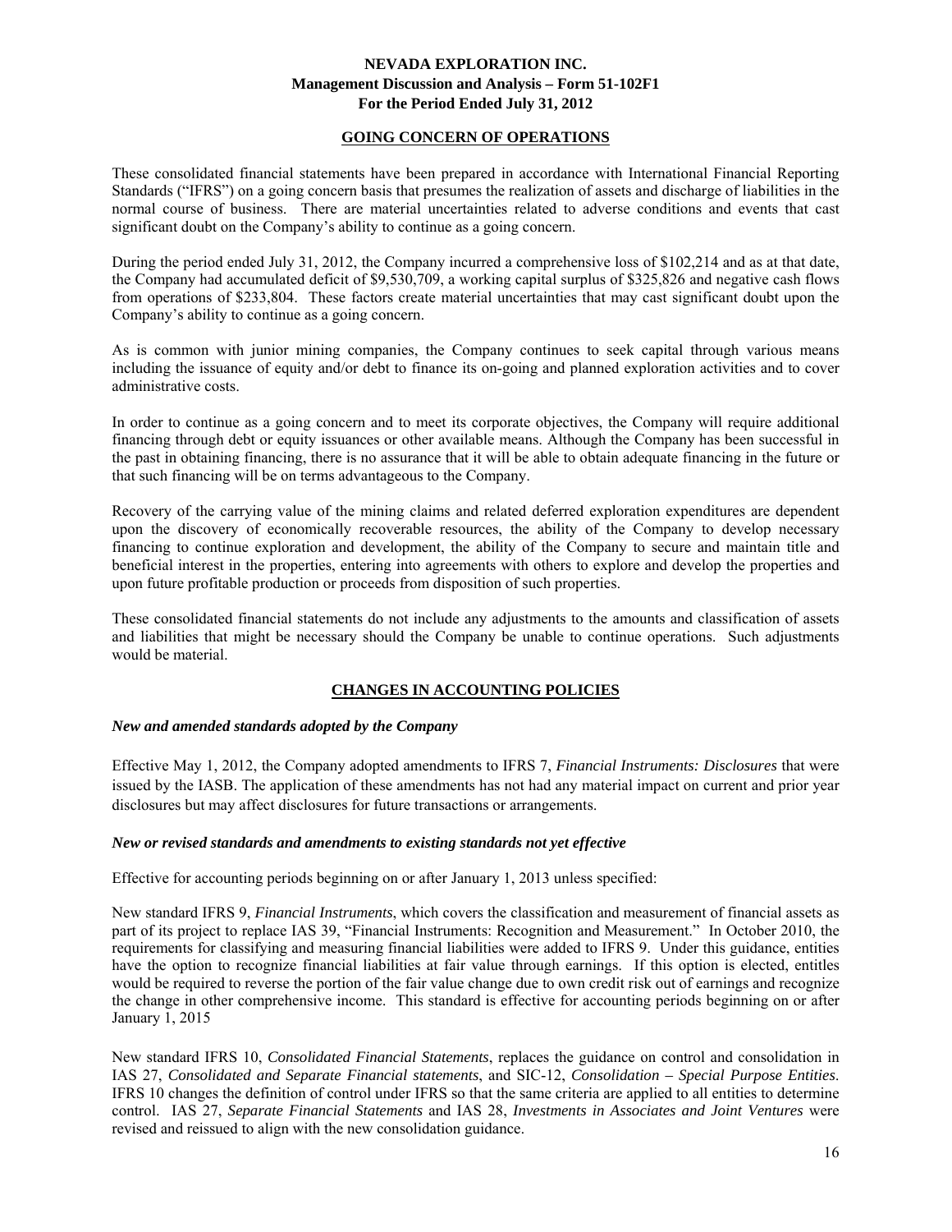## GOING CONCERN OF OPERATIONS

These consolidated financial statements have been prepared in accordance with International Financial Reporting Standards ("IFRS") on a going concern basis that presumes the realization of assets and discharge of liabilities in the normal course of business. There are material uncertainties related to adverse conditions and events that cast significant doubt on the Company's ability to continue as a going concern.

During the period ended July 31, 2012, the Company incurred a comprehensive loss of $102,214 and as at that date, the Company had accumulated deficit of $9,530,709, a working capital surplus of $325,826 and negative cash flows from operations of $233,804. These factors create material uncertainties that may cast significant doubt upon the Company's ability to continue as a going concern.

As is common with junior mining companies, the Company continues to seek capital through various means including the issuance of equity and/or debt to finance its on-going and planned exploration activities and to cover administrative costs.

In order to continue as a going concern and to meet its corporate objectives, the Company will require additional financing through debt or equity issuances or other available means. Although the Company has been successful in the past in obtaining financing, there is no assurance that it will be able to obtain adequate financing in the future or that such financing will be on terms advantageous to the Company.

Recovery of the carrying value of the mining claims and related deferred exploration expenditures are dependent upon the discovery of economically recoverable resources, the ability of the Company to develop necessary financing to continue exploration and development, the ability of the Company to secure and maintain title and beneficial interest in the properties, entering into agreements with others to explore and develop the properties and upon future profitable production or proceeds from disposition of such properties.

These consolidated financial statements do not include any adjustments to the amounts and classification of assets and liabilities that might be necessary should the Company be unable to continue operations. Such adjustments would be material.

## CHANGES IN ACCOUNTING POLICIES

### *New and amended standards adopted by the Company*

Effective May 1, 2012, the Company adopted amendments to IFRS 7, *Financial Instruments: Disclosures* that were issued by the IASB. The application of these amendments has not had any material impact on current and prior year disclosures but may affect disclosures for future transactions or arrangements.

### *New or revised standards and amendments to existing standards not yet effective*

Effective for accounting periods beginning on or after January 1, 2013 unless specified:

New standard IFRS 9, *Financial Instruments*, which covers the classification and measurement of financial assets as part of its project to replace IAS 39, "Financial Instruments: Recognition and Measurement." In October 2010, the requirements for classifying and measuring financial liabilities were added to IFRS 9. Under this guidance, entities have the option to recognize financial liabilities at fair value through earnings. If this option is elected, entitles would be required to reverse the portion of the fair value change due to own credit risk out of earnings and recognize the change in other comprehensive income. This standard is effective for accounting periods beginning on or after January 1, 2015

New standard IFRS 10, *Consolidated Financial Statements*, replaces the guidance on control and consolidation in IAS 27, *Consolidated and Separate Financial statements*, and SIC-12, *Consolidation – Special Purpose Entities*. IFRS 10 changes the definition of control under IFRS so that the same criteria are applied to all entities to determine control. IAS 27, *Separate Financial Statements* and IAS 28, *Investments in Associates and Joint Ventures* were revised and reissued to align with the new consolidation guidance.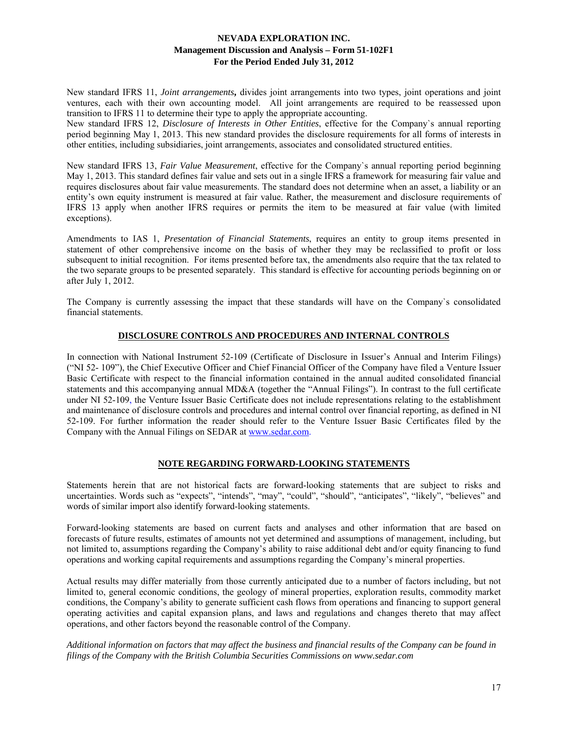New standard IFRS 11, *Joint arrangements***,** divides joint arrangements into two types, joint operations and joint ventures, each with their own accounting model. All joint arrangements are required to be reassessed upon transition to IFRS 11 to determine their type to apply the appropriate accounting.

New standard IFRS 12, *Disclosure of Interests in Other Entities*, effective for the Company`s annual reporting period beginning May 1, 2013. This new standard provides the disclosure requirements for all forms of interests in other entities, including subsidiaries, joint arrangements, associates and consolidated structured entities.

New standard IFRS 13, *Fair Value Measurement*, effective for the Company`s annual reporting period beginning May 1, 2013. This standard defines fair value and sets out in a single IFRS a framework for measuring fair value and requires disclosures about fair value measurements. The standard does not determine when an asset, a liability or an entity's own equity instrument is measured at fair value. Rather, the measurement and disclosure requirements of IFRS 13 apply when another IFRS requires or permits the item to be measured at fair value (with limited exceptions).

Amendments to IAS 1, *Presentation of Financial Statements*, requires an entity to group items presented in statement of other comprehensive income on the basis of whether they may be reclassified to profit or loss subsequent to initial recognition. For items presented before tax, the amendments also require that the tax related to the two separate groups to be presented separately. This standard is effective for accounting periods beginning on or after July 1, 2012.

The Company is currently assessing the impact that these standards will have on the Company`s consolidated financial statements.

## DISCLOSURE CONTROLS AND PROCEDURES AND INTERNAL CONTROLS

In connection with National Instrument 52-109 (Certificate of Disclosure in Issuer's Annual and Interim Filings) ("NI 52- 109"), the Chief Executive Officer and Chief Financial Officer of the Company have filed a Venture Issuer Basic Certificate with respect to the financial information contained in the annual audited consolidated financial statements and this accompanying annual MD&A (together the "Annual Filings"). In contrast to the full certificate under NI 52-109, the Venture Issuer Basic Certificate does not include representations relating to the establishment and maintenance of disclosure controls and procedures and internal control over financial reporting, as defined in NI 52-109. For further information the reader should refer to the Venture Issuer Basic Certificates filed by the Company with the Annual Filings on SEDAR at www.sedar.com.

## NOTE REGARDING FORWARD-LOOKING STATEMENTS

Statements herein that are not historical facts are forward-looking statements that are subject to risks and uncertainties. Words such as "expects", "intends", "may", "could", "should", "anticipates", "likely", "believes" and words of similar import also identify forward-looking statements.

Forward-looking statements are based on current facts and analyses and other information that are based on forecasts of future results, estimates of amounts not yet determined and assumptions of management, including, but not limited to, assumptions regarding the Company's ability to raise additional debt and/or equity financing to fund operations and working capital requirements and assumptions regarding the Company's mineral properties.

Actual results may differ materially from those currently anticipated due to a number of factors including, but not limited to, general economic conditions, the geology of mineral properties, exploration results, commodity market conditions, the Company's ability to generate sufficient cash flows from operations and financing to support general operating activities and capital expansion plans, and laws and regulations and changes thereto that may affect operations, and other factors beyond the reasonable control of the Company.

*Additional information on factors that may affect the business and financial results of the Company can be found in filings of the Company with the British Columbia Securities Commissions on www.sedar.com*